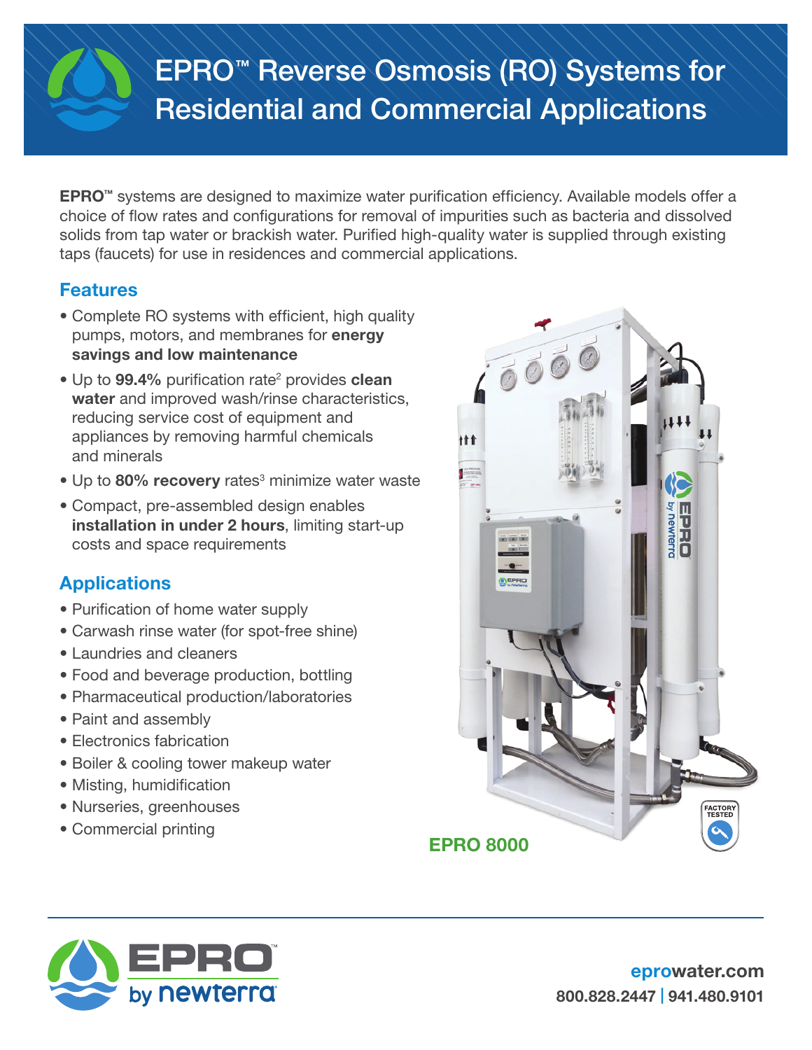# EPRO™ Reverse Osmosis (RO) Systems for Residential and Commercial Applications

**EPRO™** systems are designed to maximize water purification efficiency. Available models offer a choice of flow rates and configurations for removal of impurities such as bacteria and dissolved solids from tap water or brackish water. Purified high-quality water is supplied through existing taps (faucets) for use in residences and commercial applications.

## Features

- Complete RO systems with efficient, high quality pumps, motors, and membranes for **energy savings and low maintenance**
- Up to **99.4%** purification rate[2] provides **clean water** and improved wash/rinse characteristics, reducing service cost of equipment and appliances by removing harmful chemicals and minerals
- Up to **80% recovery** rates[3] minimize water waste
- Compact, pre-assembled design enables **installation in under 2 hours**, limiting start-up costs and space requirements

## Applications

- Purification of home water supply
- Carwash rinse water (for spot-free shine)
- Laundries and cleaners
- Food and beverage production, bottling
- Pharmaceutical production/laboratories
- Paint and assembly
- Electronics fabrication
- Boiler & cooling tower makeup water
- Misting, humidification
- Nurseries, greenhouses
- Commercial printing

**EPRO 8000**

FACTORY TESTED

EPRO™ by newterra

eprowater.com

800.828.2447 | 941.480.9101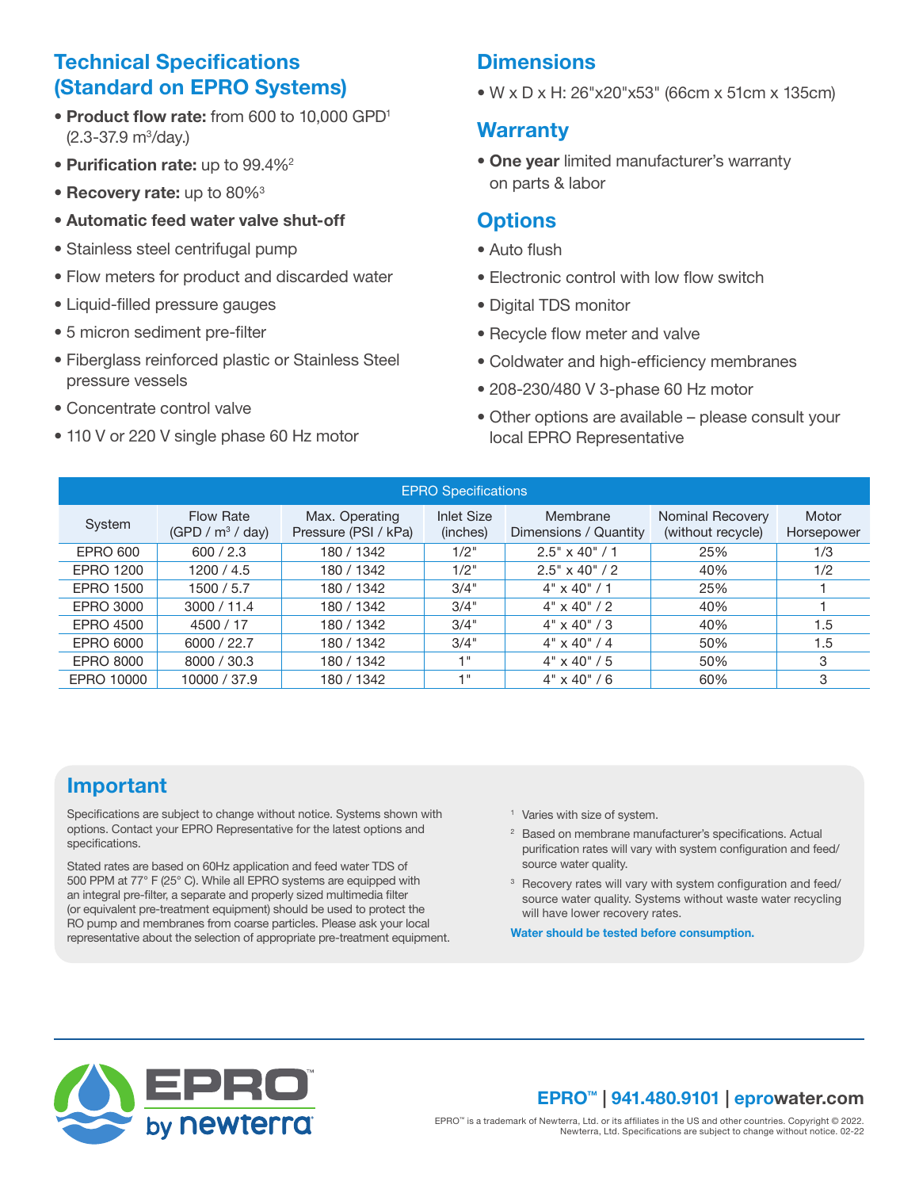## Technical Specifications (Standard on EPRO Systems)

- **Product flow rate:** from 600 to 10,000 GPD[1] (2.3-37.9 $m^3$/day.)
- **Purification rate:** up to 99.4%[2]
- **Recovery rate:** up to 80%[3]
- **Automatic feed water valve shut-off**
- Stainless steel centrifugal pump
- Flow meters for product and discarded water
- Liquid-filled pressure gauges
- 5 micron sediment pre-filter
- Fiberglass reinforced plastic or Stainless Steel pressure vessels
- Concentrate control valve
- 110 V or 220 V single phase 60 Hz motor

## Dimensions

- W x D x H: 26"x20"x53" (66cm x 51cm x 135cm)

## Warranty

- **One year** limited manufacturer's warranty on parts & labor

## Options

- Auto flush
- Electronic control with low flow switch
- Digital TDS monitor
- Recycle flow meter and valve
- Coldwater and high-efficiency membranes
- 208-230/480 V 3-phase 60 Hz motor
- Other options are available – please consult your local EPRO Representative

EPRO Specifications

| System | Flow Rate (GPD / $m^3$ / day) | Max. Operating Pressure (PSI / kPa) | Inlet Size (inches) | Membrane Dimensions / Quantity | Nominal Recovery (without recycle) | Motor Horsepower |
|---|---|---|---|---|---|---|
| EPRO 600 | 600 / 2.3 | 180 / 1342 | 1/2" | 2.5" x 40" / 1 | 25% | 1/3 |
| EPRO 1200 | 1200 / 4.5 | 180 / 1342 | 1/2" | 2.5" x 40" / 2 | 40% | 1/2 |
| EPRO 1500 | 1500 / 5.7 | 180 / 1342 | 3/4" | 4" x 40" / 1 | 25% | 1 |
| EPRO 3000 | 3000 / 11.4 | 180 / 1342 | 3/4" | 4" x 40" / 2 | 40% | 1 |
| EPRO 4500 | 4500 / 17 | 180 / 1342 | 3/4" | 4" x 40" / 3 | 40% | 1.5 |
| EPRO 6000 | 6000 / 22.7 | 180 / 1342 | 3/4" | 4" x 40" / 4 | 50% | 1.5 |
| EPRO 8000 | 8000 / 30.3 | 180 / 1342 | 1" | 4" x 40" / 5 | 50% | 3 |
| EPRO 10000 | 10000 / 37.9 | 180 / 1342 | 1" | 4" x 40" / 6 | 60% | 3 |

## Important

Specifications are subject to change without notice. Systems shown with options. Contact your EPRO Representative for the latest options and specifications.

Stated rates are based on 60Hz application and feed water TDS of 500 PPM at 77° F (25° C). While all EPRO systems are equipped with an integral pre-filter, a separate and properly sized multimedia filter (or equivalent pre-treatment equipment) should be used to protect the RO pump and membranes from coarse particles. Please ask your local representative about the selection of appropriate pre-treatment equipment.

[1] Varies with size of system.

[2] Based on membrane manufacturer's specifications. Actual purification rates will vary with system configuration and feed/source water quality.

[3] Recovery rates will vary with system configuration and feed/source water quality. Systems without waste water recycling will have lower recovery rates.

**Water should be tested before consumption.**

EPRO™ by newterra

**EPRO™ | 941.480.9101 | eprowater.com**

EPRO™ is a trademark of Newterra, Ltd. or its affiliates in the US and other countries. Copyright © 2022. Newterra, Ltd. Specifications are subject to change without notice. 02-22